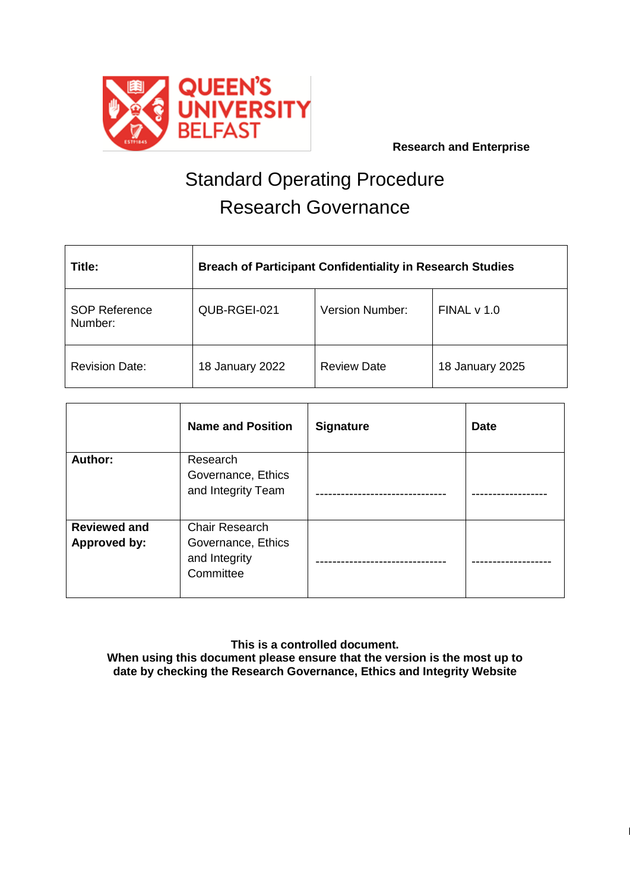QUEEN'S UNIVERSITY BELFAST

**Research and Enterprise**

# Standard Operating Procedure
# Research Governance

| **Title:** | **Breach of Participant Confidentiality in Research Studies** | | |
|---|---|---|---|
| SOP Reference Number: | QUB-RGEI-021 | Version Number: | FINAL v 1.0 |
| Revision Date: | 18 January 2022 | Review Date | 18 January 2025 |

| | **Name and Position** | **Signature** | **Date** |
|---|---|---|---|
| **Author:** | Research Governance, Ethics and Integrity Team | ------------------------------- | ------------------ |
| **Reviewed and Approved by:** | Chair Research Governance, Ethics and Integrity Committee | ------------------------------- | ------------------- |

**This is a controlled document.**
**When using this document please ensure that the version is the most up to date by checking the Research Governance, Ethics and Integrity Website**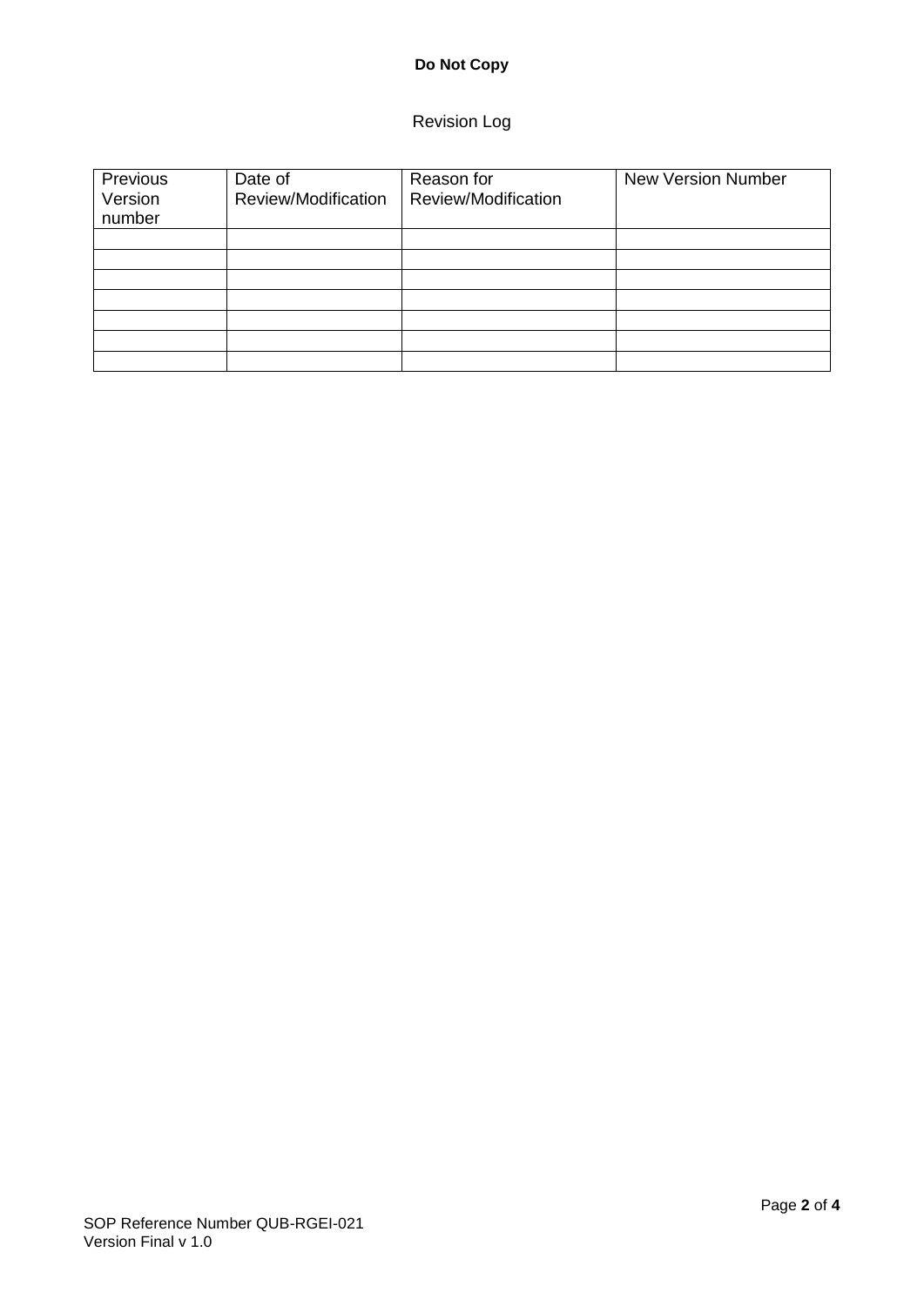**Do Not Copy**

Revision Log

| Previous Version number | Date of Review/Modification | Reason for Review/Modification | New Version Number |
|---|---|---|---|
| | | | |
| | | | |
| | | | |
| | | | |
| | | | |
| | | | |
| | | | |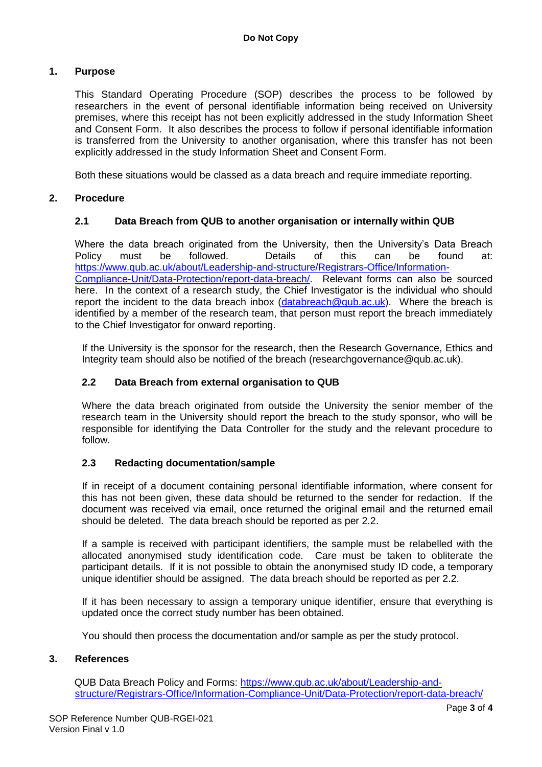**Do Not Copy**

## 1. Purpose

This Standard Operating Procedure (SOP) describes the process to be followed by researchers in the event of personal identifiable information being received on University premises, where this receipt has not been explicitly addressed in the study Information Sheet and Consent Form. It also describes the process to follow if personal identifiable information is transferred from the University to another organisation, where this transfer has not been explicitly addressed in the study Information Sheet and Consent Form.

Both these situations would be classed as a data breach and require immediate reporting.

## 2. Procedure

### 2.1 Data Breach from QUB to another organisation or internally within QUB

Where the data breach originated from the University, then the University's Data Breach Policy must be followed. Details of this can be found at: https://www.qub.ac.uk/about/Leadership-and-structure/Registrars-Office/Information-Compliance-Unit/Data-Protection/report-data-breach/. Relevant forms can also be sourced here. In the context of a research study, the Chief Investigator is the individual who should report the incident to the data breach inbox (databreach@qub.ac.uk). Where the breach is identified by a member of the research team, that person must report the breach immediately to the Chief Investigator for onward reporting.

If the University is the sponsor for the research, then the Research Governance, Ethics and Integrity team should also be notified of the breach (researchgovernance@qub.ac.uk).

### 2.2 Data Breach from external organisation to QUB

Where the data breach originated from outside the University the senior member of the research team in the University should report the breach to the study sponsor, who will be responsible for identifying the Data Controller for the study and the relevant procedure to follow.

### 2.3 Redacting documentation/sample

If in receipt of a document containing personal identifiable information, where consent for this has not been given, these data should be returned to the sender for redaction. If the document was received via email, once returned the original email and the returned email should be deleted. The data breach should be reported as per 2.2.

If a sample is received with participant identifiers, the sample must be relabelled with the allocated anonymised study identification code. Care must be taken to obliterate the participant details. If it is not possible to obtain the anonymised study ID code, a temporary unique identifier should be assigned. The data breach should be reported as per 2.2.

If it has been necessary to assign a temporary unique identifier, ensure that everything is updated once the correct study number has been obtained.

You should then process the documentation and/or sample as per the study protocol.

## 3. References

QUB Data Breach Policy and Forms: https://www.qub.ac.uk/about/Leadership-and-structure/Registrars-Office/Information-Compliance-Unit/Data-Protection/report-data-breach/

SOP Reference Number QUB-RGEI-021
Version Final v 1.0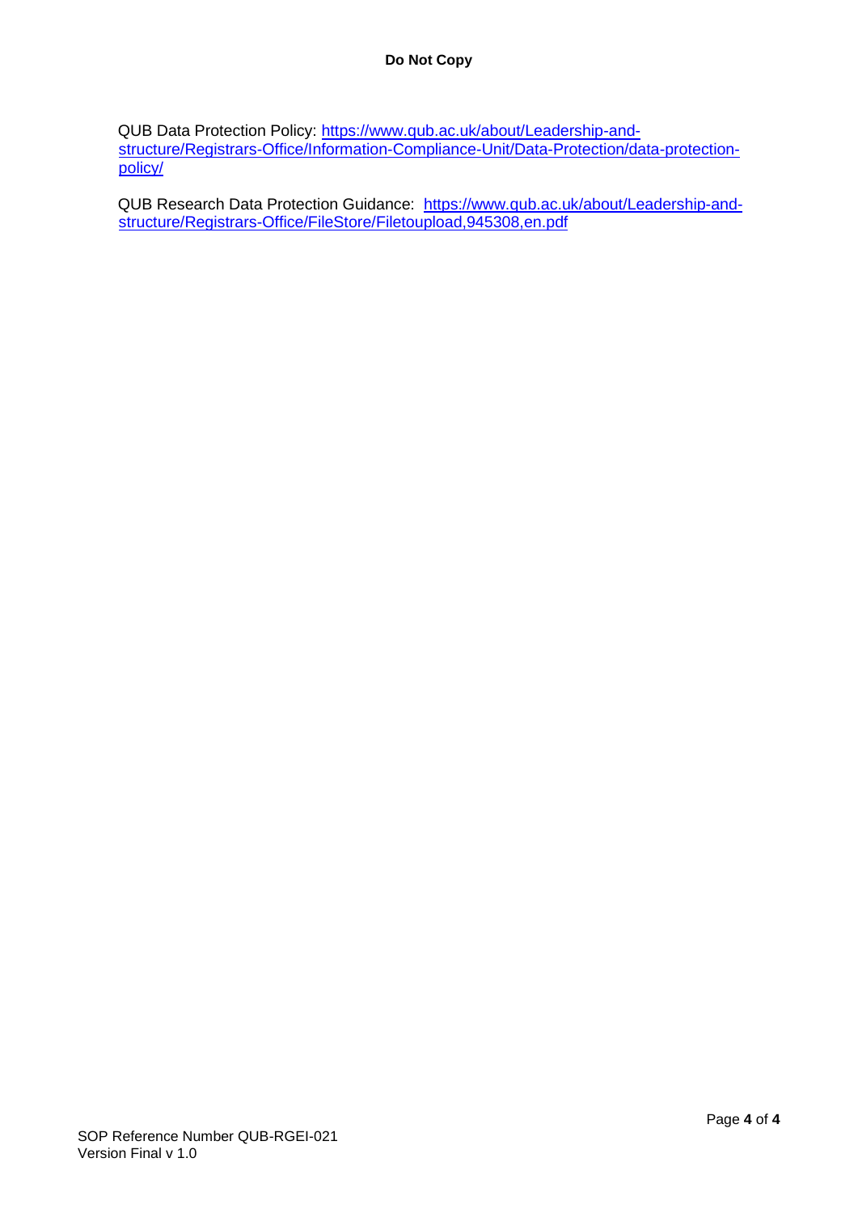QUB Data Protection Policy: [https://www.qub.ac.uk/about/Leadership-and-structure/Registrars-Office/Information-Compliance-Unit/Data-Protection/data-protection-policy/](https://www.qub.ac.uk/about/Leadership-and-structure/Registrars-Office/Information-Compliance-Unit/Data-Protection/data-protection-policy/)

QUB Research Data Protection Guidance: [https://www.qub.ac.uk/about/Leadership-and-structure/Registrars-Office/FileStore/Filetoupload,945308,en.pdf](https://www.qub.ac.uk/about/Leadership-and-structure/Registrars-Office/FileStore/Filetoupload,945308,en.pdf)